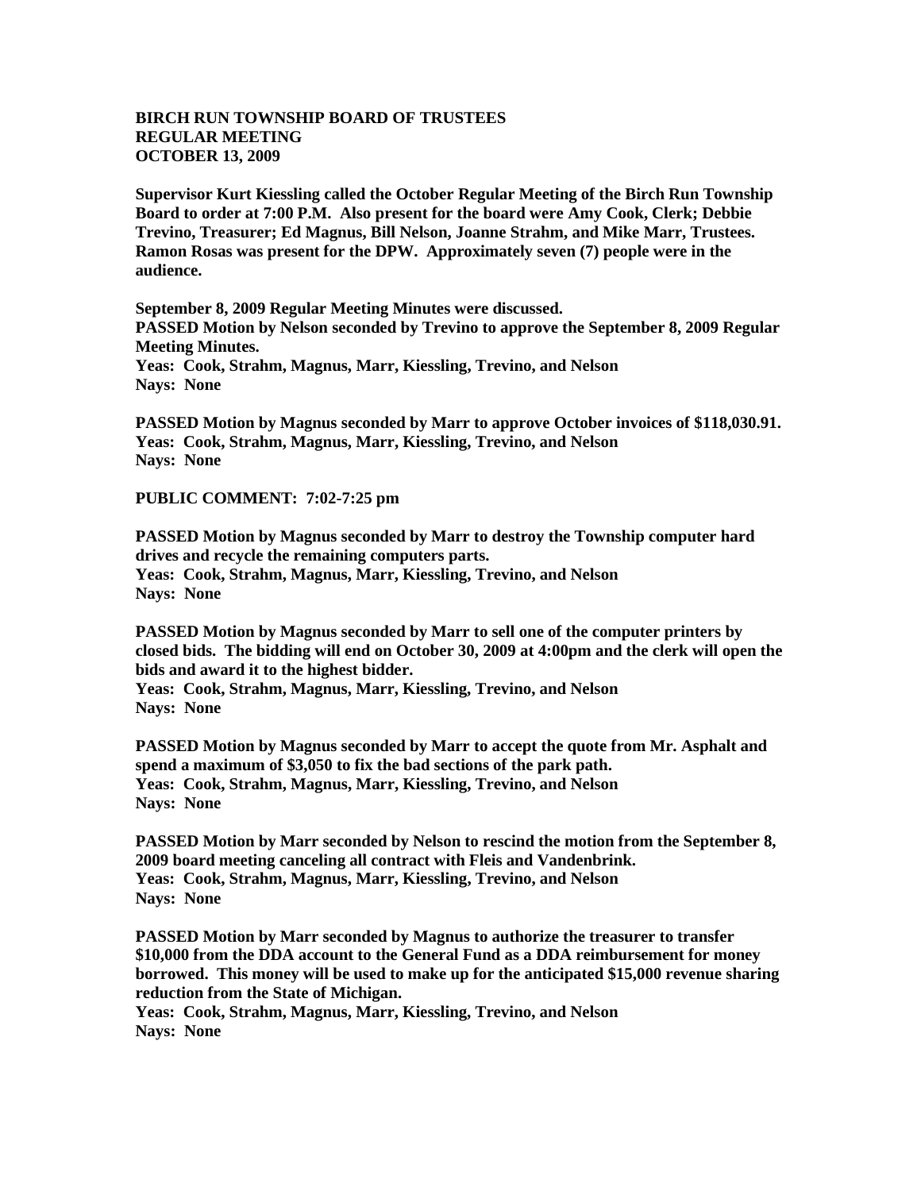**BIRCH RUN TOWNSHIP BOARD OF TRUSTEES**
**REGULAR MEETING**
**OCTOBER 13, 2009**

**Supervisor Kurt Kiessling called the October Regular Meeting of the Birch Run Township Board to order at 7:00 P.M. Also present for the board were Amy Cook, Clerk; Debbie Trevino, Treasurer; Ed Magnus, Bill Nelson, Joanne Strahm, and Mike Marr, Trustees. Ramon Rosas was present for the DPW. Approximately seven (7) people were in the audience.**

**September 8, 2009 Regular Meeting Minutes were discussed.**
**PASSED Motion by Nelson seconded by Trevino to approve the September 8, 2009 Regular Meeting Minutes.**
**Yeas: Cook, Strahm, Magnus, Marr, Kiessling, Trevino, and Nelson**
**Nays: None**

**PASSED Motion by Magnus seconded by Marr to approve October invoices of $118,030.91.**
**Yeas: Cook, Strahm, Magnus, Marr, Kiessling, Trevino, and Nelson**
**Nays: None**

**PUBLIC COMMENT: 7:02-7:25 pm**

**PASSED Motion by Magnus seconded by Marr to destroy the Township computer hard drives and recycle the remaining computers parts.**
**Yeas: Cook, Strahm, Magnus, Marr, Kiessling, Trevino, and Nelson**
**Nays: None**

**PASSED Motion by Magnus seconded by Marr to sell one of the computer printers by closed bids. The bidding will end on October 30, 2009 at 4:00pm and the clerk will open the bids and award it to the highest bidder.**
**Yeas: Cook, Strahm, Magnus, Marr, Kiessling, Trevino, and Nelson**
**Nays: None**

**PASSED Motion by Magnus seconded by Marr to accept the quote from Mr. Asphalt and spend a maximum of $3,050 to fix the bad sections of the park path.**
**Yeas: Cook, Strahm, Magnus, Marr, Kiessling, Trevino, and Nelson**
**Nays: None**

**PASSED Motion by Marr seconded by Nelson to rescind the motion from the September 8, 2009 board meeting canceling all contract with Fleis and Vandenbrink.**
**Yeas: Cook, Strahm, Magnus, Marr, Kiessling, Trevino, and Nelson**
**Nays: None**

**PASSED Motion by Marr seconded by Magnus to authorize the treasurer to transfer $10,000 from the DDA account to the General Fund as a DDA reimbursement for money borrowed. This money will be used to make up for the anticipated $15,000 revenue sharing reduction from the State of Michigan.**
**Yeas: Cook, Strahm, Magnus, Marr, Kiessling, Trevino, and Nelson**
**Nays: None**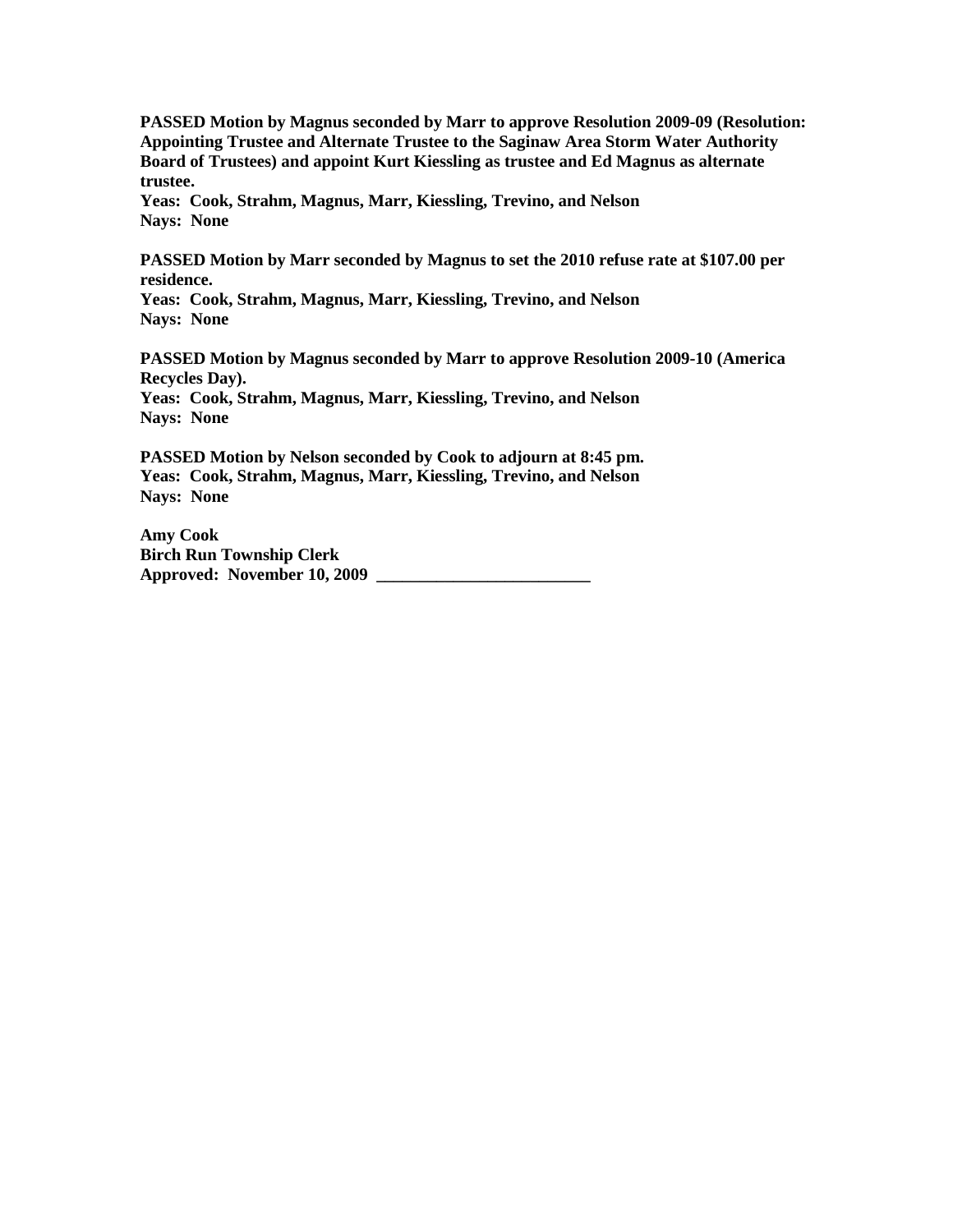**PASSED Motion by Magnus seconded by Marr to approve Resolution 2009-09 (Resolution: Appointing Trustee and Alternate Trustee to the Saginaw Area Storm Water Authority Board of Trustees) and appoint Kurt Kiessling as trustee and Ed Magnus as alternate trustee.**
**Yeas: Cook, Strahm, Magnus, Marr, Kiessling, Trevino, and Nelson**
**Nays: None**

**PASSED Motion by Marr seconded by Magnus to set the 2010 refuse rate at $107.00 per residence.**
**Yeas: Cook, Strahm, Magnus, Marr, Kiessling, Trevino, and Nelson**
**Nays: None**

**PASSED Motion by Magnus seconded by Marr to approve Resolution 2009-10 (America Recycles Day).**
**Yeas: Cook, Strahm, Magnus, Marr, Kiessling, Trevino, and Nelson**
**Nays: None**

**PASSED Motion by Nelson seconded by Cook to adjourn at 8:45 pm.**
**Yeas: Cook, Strahm, Magnus, Marr, Kiessling, Trevino, and Nelson**
**Nays: None**

**Amy Cook**
**Birch Run Township Clerk**
**Approved: November 10, 2009 _________________________**